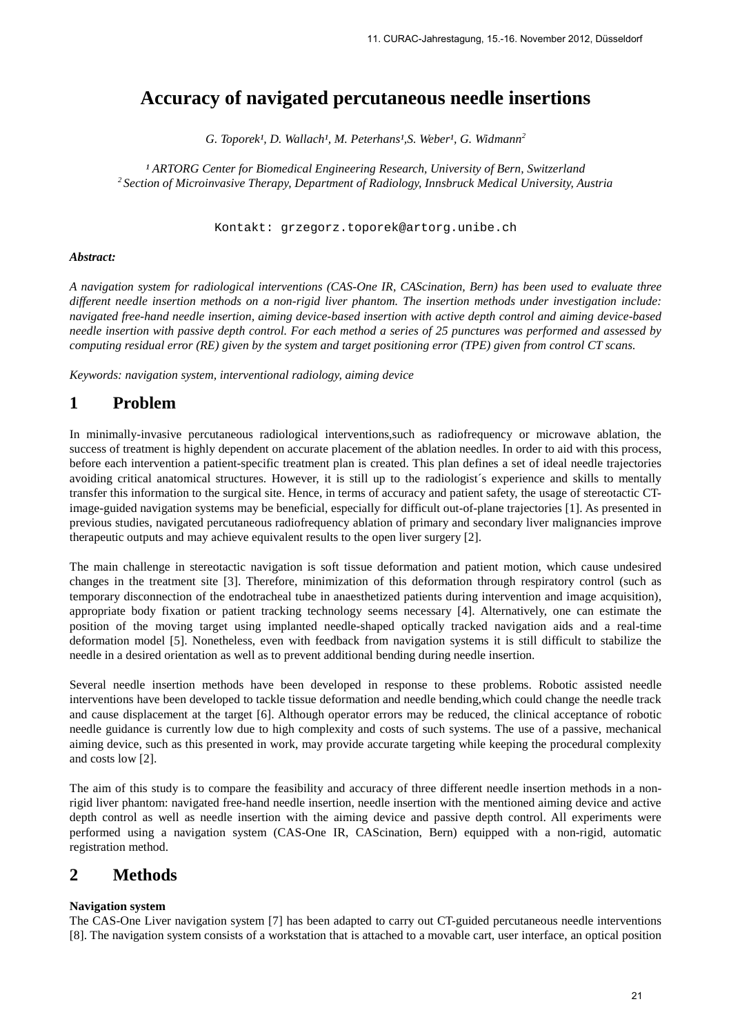# Accuracy of navigated percutaneous needle insertions

*G. Toporek[1], D. Wallach[1], M. Peterhans[1],S. Weber[1], G. Widmann[2]*

*[1] ARTORG Center for Biomedical Engineering Research, University of Bern, Switzerland*
*[2] Section of Microinvasive Therapy, Department of Radiology, Innsbruck Medical University, Austria*

Kontakt: grzegorz.toporek@artorg.unibe.ch

***Abstract:***

*A navigation system for radiological interventions (CAS-One IR, CAScination, Bern) has been used to evaluate three different needle insertion methods on a non-rigid liver phantom. The insertion methods under investigation include: navigated free-hand needle insertion, aiming device-based insertion with active depth control and aiming device-based needle insertion with passive depth control. For each method a series of 25 punctures was performed and assessed by computing residual error (RE) given by the system and target positioning error (TPE) given from control CT scans.*

*Keywords: navigation system, interventional radiology, aiming device*

## 1 Problem

In minimally-invasive percutaneous radiological interventions,such as radiofrequency or microwave ablation, the success of treatment is highly dependent on accurate placement of the ablation needles. In order to aid with this process, before each intervention a patient-specific treatment plan is created. This plan defines a set of ideal needle trajectories avoiding critical anatomical structures. However, it is still up to the radiologist´s experience and skills to mentally transfer this information to the surgical site. Hence, in terms of accuracy and patient safety, the usage of stereotactic CT-image-guided navigation systems may be beneficial, especially for difficult out-of-plane trajectories [1]. As presented in previous studies, navigated percutaneous radiofrequency ablation of primary and secondary liver malignancies improve therapeutic outputs and may achieve equivalent results to the open liver surgery [2].

The main challenge in stereotactic navigation is soft tissue deformation and patient motion, which cause undesired changes in the treatment site [3]. Therefore, minimization of this deformation through respiratory control (such as temporary disconnection of the endotracheal tube in anaesthetized patients during intervention and image acquisition), appropriate body fixation or patient tracking technology seems necessary [4]. Alternatively, one can estimate the position of the moving target using implanted needle-shaped optically tracked navigation aids and a real-time deformation model [5]. Nonetheless, even with feedback from navigation systems it is still difficult to stabilize the needle in a desired orientation as well as to prevent additional bending during needle insertion.

Several needle insertion methods have been developed in response to these problems. Robotic assisted needle interventions have been developed to tackle tissue deformation and needle bending,which could change the needle track and cause displacement at the target [6]. Although operator errors may be reduced, the clinical acceptance of robotic needle guidance is currently low due to high complexity and costs of such systems. The use of a passive, mechanical aiming device, such as this presented in work, may provide accurate targeting while keeping the procedural complexity and costs low [2].

The aim of this study is to compare the feasibility and accuracy of three different needle insertion methods in a non-rigid liver phantom: navigated free-hand needle insertion, needle insertion with the mentioned aiming device and active depth control as well as needle insertion with the aiming device and passive depth control. All experiments were performed using a navigation system (CAS-One IR, CAScination, Bern) equipped with a non-rigid, automatic registration method.

## 2 Methods

**Navigation system**

The CAS-One Liver navigation system [7] has been adapted to carry out CT-guided percutaneous needle interventions [8]. The navigation system consists of a workstation that is attached to a movable cart, user interface, an optical position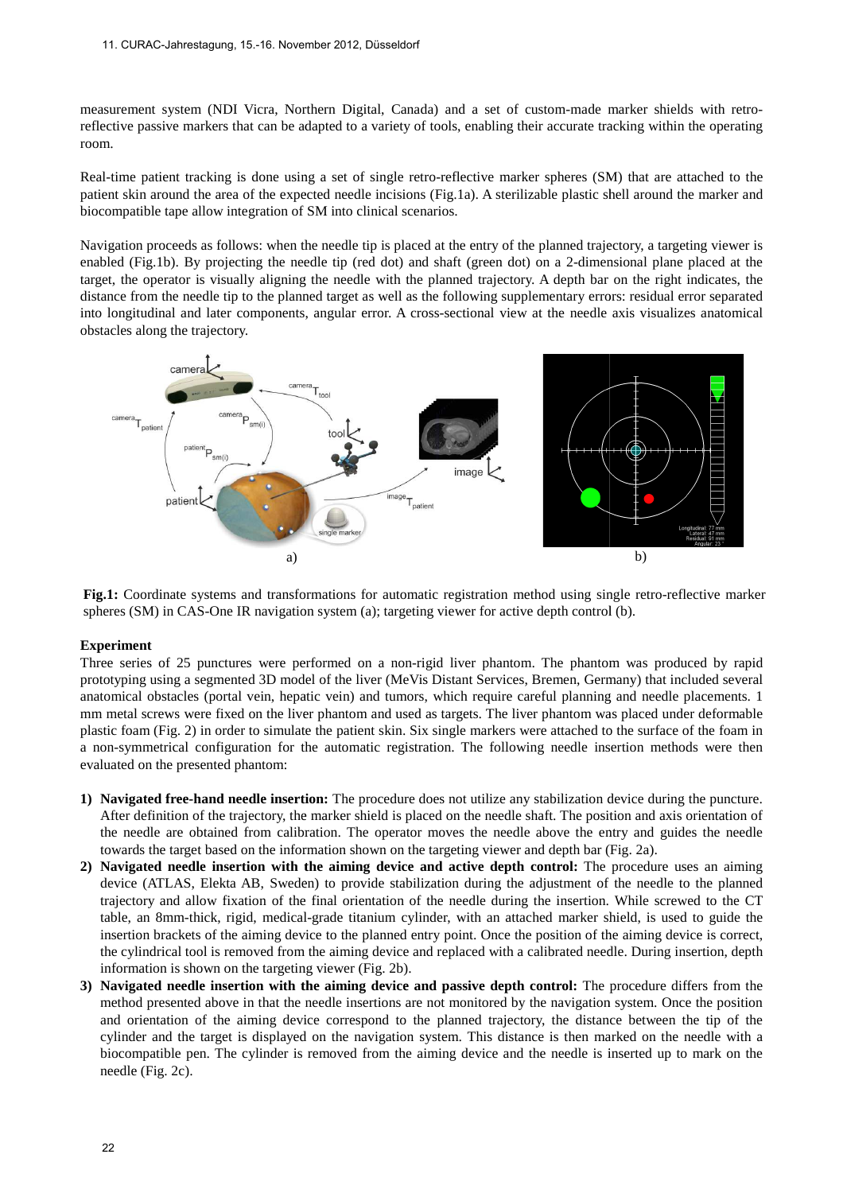measurement system (NDI Vicra, Northern Digital, Canada) and a set of custom-made marker shields with retro-reflective passive markers that can be adapted to a variety of tools, enabling their accurate tracking within the operating room.

Real-time patient tracking is done using a set of single retro-reflective marker spheres (SM) that are attached to the patient skin around the area of the expected needle incisions (Fig.1a). A sterilizable plastic shell around the marker and biocompatible tape allow integration of SM into clinical scenarios.

Navigation proceeds as follows: when the needle tip is placed at the entry of the planned trajectory, a targeting viewer is enabled (Fig.1b). By projecting the needle tip (red dot) and shaft (green dot) on a 2-dimensional plane placed at the target, the operator is visually aligning the needle with the planned trajectory. A depth bar on the right indicates, the distance from the needle tip to the planned target as well as the following supplementary errors: residual error separated into longitudinal and later components, angular error. A cross-sectional view at the needle axis visualizes anatomical obstacles along the trajectory.

**Fig.1:** Coordinate systems and transformations for automatic registration method using single retro-reflective marker spheres (SM) in CAS-One IR navigation system (a); targeting viewer for active depth control (b).

**Experiment**

Three series of 25 punctures were performed on a non-rigid liver phantom. The phantom was produced by rapid prototyping using a segmented 3D model of the liver (MeVis Distant Services, Bremen, Germany) that included several anatomical obstacles (portal vein, hepatic vein) and tumors, which require careful planning and needle placements. 1 mm metal screws were fixed on the liver phantom and used as targets. The liver phantom was placed under deformable plastic foam (Fig. 2) in order to simulate the patient skin. Six single markers were attached to the surface of the foam in a non-symmetrical configuration for the automatic registration. The following needle insertion methods were then evaluated on the presented phantom:

1) **Navigated free-hand needle insertion:** The procedure does not utilize any stabilization device during the puncture. After definition of the trajectory, the marker shield is placed on the needle shaft. The position and axis orientation of the needle are obtained from calibration. The operator moves the needle above the entry and guides the needle towards the target based on the information shown on the targeting viewer and depth bar (Fig. 2a).
2) **Navigated needle insertion with the aiming device and active depth control:** The procedure uses an aiming device (ATLAS, Elekta AB, Sweden) to provide stabilization during the adjustment of the needle to the planned trajectory and allow fixation of the final orientation of the needle during the insertion. While screwed to the CT table, an 8mm-thick, rigid, medical-grade titanium cylinder, with an attached marker shield, is used to guide the insertion brackets of the aiming device to the planned entry point. Once the position of the aiming device is correct, the cylindrical tool is removed from the aiming device and replaced with a calibrated needle. During insertion, depth information is shown on the targeting viewer (Fig. 2b).
3) **Navigated needle insertion with the aiming device and passive depth control:** The procedure differs from the method presented above in that the needle insertions are not monitored by the navigation system. Once the position and orientation of the aiming device correspond to the planned trajectory, the distance between the tip of the cylinder and the target is displayed on the navigation system. This distance is then marked on the needle with a biocompatible pen. The cylinder is removed from the aiming device and the needle is inserted up to mark on the needle (Fig. 2c).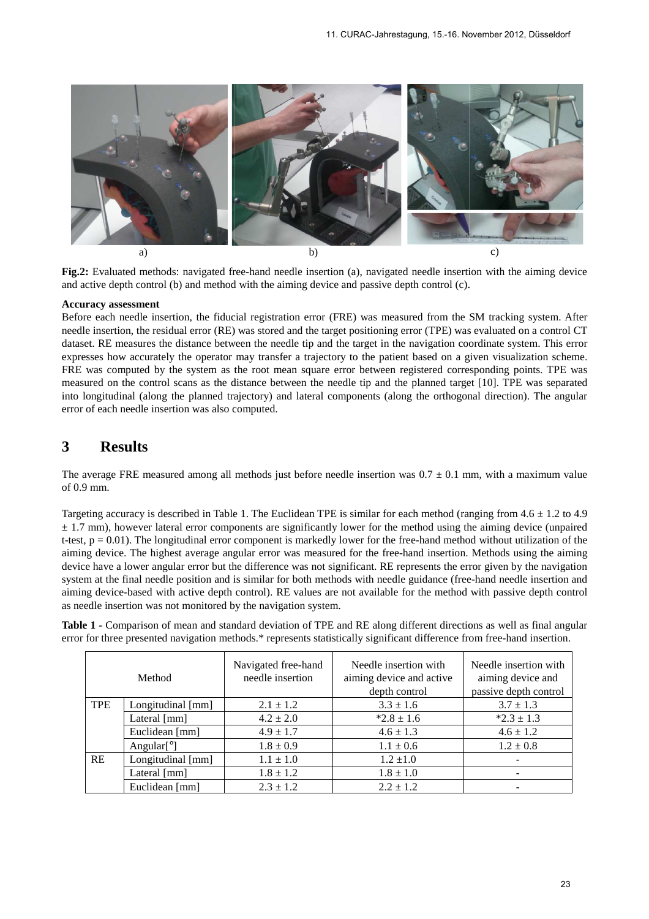a) b) c)

**Fig.2:** Evaluated methods: navigated free-hand needle insertion (a), navigated needle insertion with the aiming device and active depth control (b) and method with the aiming device and passive depth control (c).

**Accuracy assessment**

Before each needle insertion, the fiducial registration error (FRE) was measured from the SM tracking system. After needle insertion, the residual error (RE) was stored and the target positioning error (TPE) was evaluated on a control CT dataset. RE measures the distance between the needle tip and the target in the navigation coordinate system. This error expresses how accurately the operator may transfer a trajectory to the patient based on a given visualization scheme. FRE was computed by the system as the root mean square error between registered corresponding points. TPE was measured on the control scans as the distance between the needle tip and the planned target [10]. TPE was separated into longitudinal (along the planned trajectory) and lateral components (along the orthogonal direction). The angular error of each needle insertion was also computed.

# 3 Results

The average FRE measured among all methods just before needle insertion was $0.7 \pm 0.1$ mm, with a maximum value of 0.9 mm.

Targeting accuracy is described in Table 1. The Euclidean TPE is similar for each method (ranging from $4.6 \pm 1.2$ to $4.9 \pm 1.7$ mm), however lateral error components are significantly lower for the method using the aiming device (unpaired t-test, $p = 0.01$). The longitudinal error component is markedly lower for the free-hand method without utilization of the aiming device. The highest average angular error was measured for the free-hand insertion. Methods using the aiming device have a lower angular error but the difference was not significant. RE represents the error given by the navigation system at the final needle position and is similar for both methods with needle guidance (free-hand needle insertion and aiming device-based with active depth control). RE values are not available for the method with passive depth control as needle insertion was not monitored by the navigation system.

**Table 1** - Comparison of mean and standard deviation of TPE and RE along different directions as well as final angular error for three presented navigation methods.* represents statistically significant difference from free-hand insertion.

| Method | | Navigated free-hand needle insertion | Needle insertion with aiming device and active depth control | Needle insertion with aiming device and passive depth control |
|---|---|---|---|---|
| TPE | Longitudinal [mm] | $2.1 \pm 1.2$ | $3.3 \pm 1.6$ | $3.7 \pm 1.3$ |
| | Lateral [mm] | $4.2 \pm 2.0$ | $*2.8 \pm 1.6$ | $*2.3 \pm 1.3$ |
| | Euclidean [mm] | $4.9 \pm 1.7$ | $4.6 \pm 1.3$ | $4.6 \pm 1.2$ |
| | Angular[°] | $1.8 \pm 0.9$ | $1.1 \pm 0.6$ | $1.2 \pm 0.8$ |
| RE | Longitudinal [mm] | $1.1 \pm 1.0$ | $1.2 \pm 1.0$ | - |
| | Lateral [mm] | $1.8 \pm 1.2$ | $1.8 \pm 1.0$ | - |
| | Euclidean [mm] | $2.3 \pm 1.2$ | $2.2 \pm 1.2$ | - |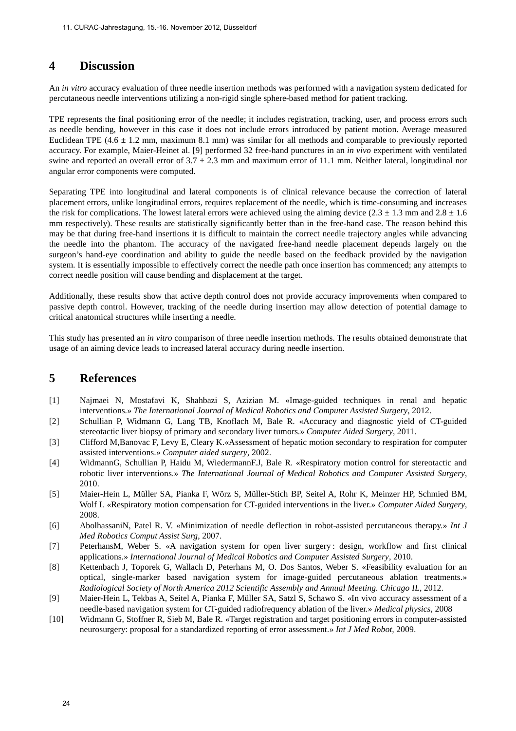# 4 Discussion

An *in vitro* accuracy evaluation of three needle insertion methods was performed with a navigation system dedicated for percutaneous needle interventions utilizing a non-rigid single sphere-based method for patient tracking.

TPE represents the final positioning error of the needle; it includes registration, tracking, user, and process errors such as needle bending, however in this case it does not include errors introduced by patient motion. Average measured Euclidean TPE ($4.6 \pm 1.2$ mm, maximum 8.1 mm) was similar for all methods and comparable to previously reported accuracy. For example, Maier-Heinet al. [9] performed 32 free-hand punctures in an *in vivo* experiment with ventilated swine and reported an overall error of $3.7 \pm 2.3$ mm and maximum error of 11.1 mm. Neither lateral, longitudinal nor angular error components were computed.

Separating TPE into longitudinal and lateral components is of clinical relevance because the correction of lateral placement errors, unlike longitudinal errors, requires replacement of the needle, which is time-consuming and increases the risk for complications. The lowest lateral errors were achieved using the aiming device ($2.3 \pm 1.3$ mm and $2.8 \pm 1.6$ mm respectively). These results are statistically significantly better than in the free-hand case. The reason behind this may be that during free-hand insertions it is difficult to maintain the correct needle trajectory angles while advancing the needle into the phantom. The accuracy of the navigated free-hand needle placement depends largely on the surgeon's hand-eye coordination and ability to guide the needle based on the feedback provided by the navigation system. It is essentially impossible to effectively correct the needle path once insertion has commenced; any attempts to correct needle position will cause bending and displacement at the target.

Additionally, these results show that active depth control does not provide accuracy improvements when compared to passive depth control. However, tracking of the needle during insertion may allow detection of potential damage to critical anatomical structures while inserting a needle.

This study has presented an *in vitro* comparison of three needle insertion methods. The results obtained demonstrate that usage of an aiming device leads to increased lateral accuracy during needle insertion.

# 5 References

[1] Najmaei N, Mostafavi K, Shahbazi S, Azizian M. «Image-guided techniques in renal and hepatic interventions.» *The International Journal of Medical Robotics and Computer Assisted Surgery*, 2012.

[2] Schullian P, Widmann G, Lang TB, Knoflach M, Bale R. «Accuracy and diagnostic yield of CT-guided stereotactic liver biopsy of primary and secondary liver tumors.» *Computer Aided Surgery*, 2011.

[3] Clifford M,Banovac F, Levy E, Cleary K.«Assessment of hepatic motion secondary to respiration for computer assisted interventions.» *Computer aided surgery*, 2002.

[4] WidmannG, Schullian P, Haidu M, WiedermannF.J, Bale R. «Respiratory motion control for stereotactic and robotic liver interventions.» *The International Journal of Medical Robotics and Computer Assisted Surgery*, 2010.

[5] Maier-Hein L, Müller SA, Pianka F, Wörz S, Müller-Stich BP, Seitel A, Rohr K, Meinzer HP, Schmied BM, Wolf I. «Respiratory motion compensation for CT-guided interventions in the liver.» *Computer Aided Surgery*, 2008.

[6] AbolhassaniN, Patel R. V. «Minimization of needle deflection in robot-assisted percutaneous therapy.» *Int J Med Robotics Comput Assist Surg*, 2007.

[7] PeterhansM, Weber S. «A navigation system for open liver surgery : design, workflow and first clinical applications.» *International Journal of Medical Robotics and Computer Assisted Surgery*, 2010.

[8] Kettenbach J, Toporek G, Wallach D, Peterhans M, O. Dos Santos, Weber S. «Feasibility evaluation for an optical, single-marker based navigation system for image-guided percutaneous ablation treatments.» *Radiological Society of North America 2012 Scientific Assembly and Annual Meeting. Chicago IL*, 2012.

[9] Maier-Hein L, Tekbas A, Seitel A, Pianka F, Müller SA, Satzl S, Schawo S. «In vivo accuracy assessment of a needle-based navigation system for CT-guided radiofrequency ablation of the liver.» *Medical physics*, 2008

[10] Widmann G, Stoffner R, Sieb M, Bale R. «Target registration and target positioning errors in computer-assisted neurosurgery: proposal for a standardized reporting of error assessment.» *Int J Med Robot*, 2009.